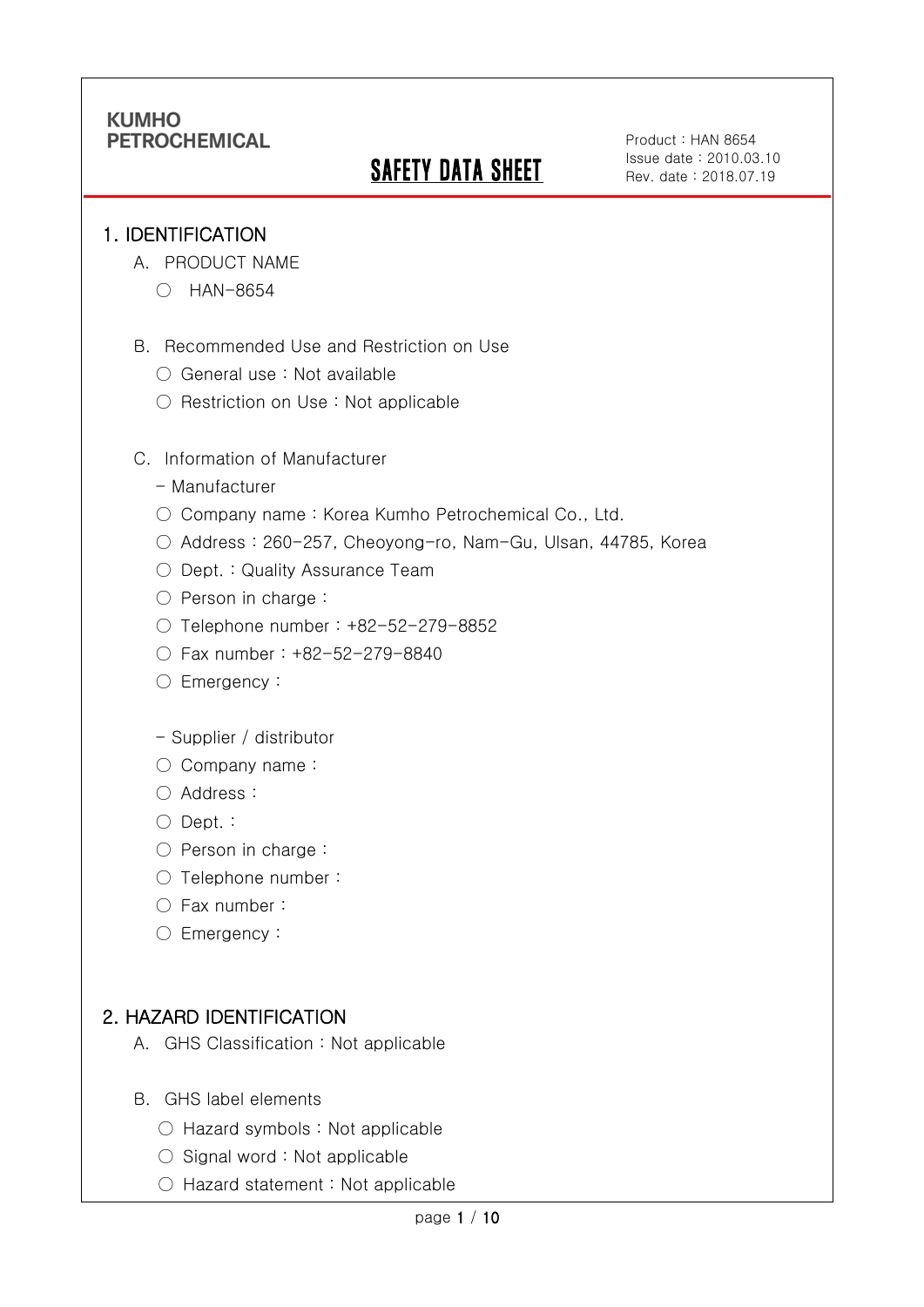KUMHO PETROCHEMICAL

# SAFETY DATA SHEET

Product : HAN 8654
Issue date : 2010.03.10
Rev. date : 2018.07.19

## 1. IDENTIFICATION

A. PRODUCT NAME

○ HAN-8654

B. Recommended Use and Restriction on Use

○ General use : Not available

○ Restriction on Use : Not applicable

C. Information of Manufacturer

- Manufacturer

○ Company name : Korea Kumho Petrochemical Co., Ltd.

○ Address : 260-257, Cheoyong-ro, Nam-Gu, Ulsan, 44785, Korea

○ Dept. : Quality Assurance Team

○ Person in charge :

○ Telephone number : +82-52-279-8852

○ Fax number : +82-52-279-8840

○ Emergency :

- Supplier / distributor

○ Company name :

○ Address :

○ Dept. :

○ Person in charge :

○ Telephone number :

○ Fax number :

○ Emergency :

## 2. HAZARD IDENTIFICATION

A. GHS Classification : Not applicable

B. GHS label elements

○ Hazard symbols : Not applicable

○ Signal word : Not applicable

○ Hazard statement : Not applicable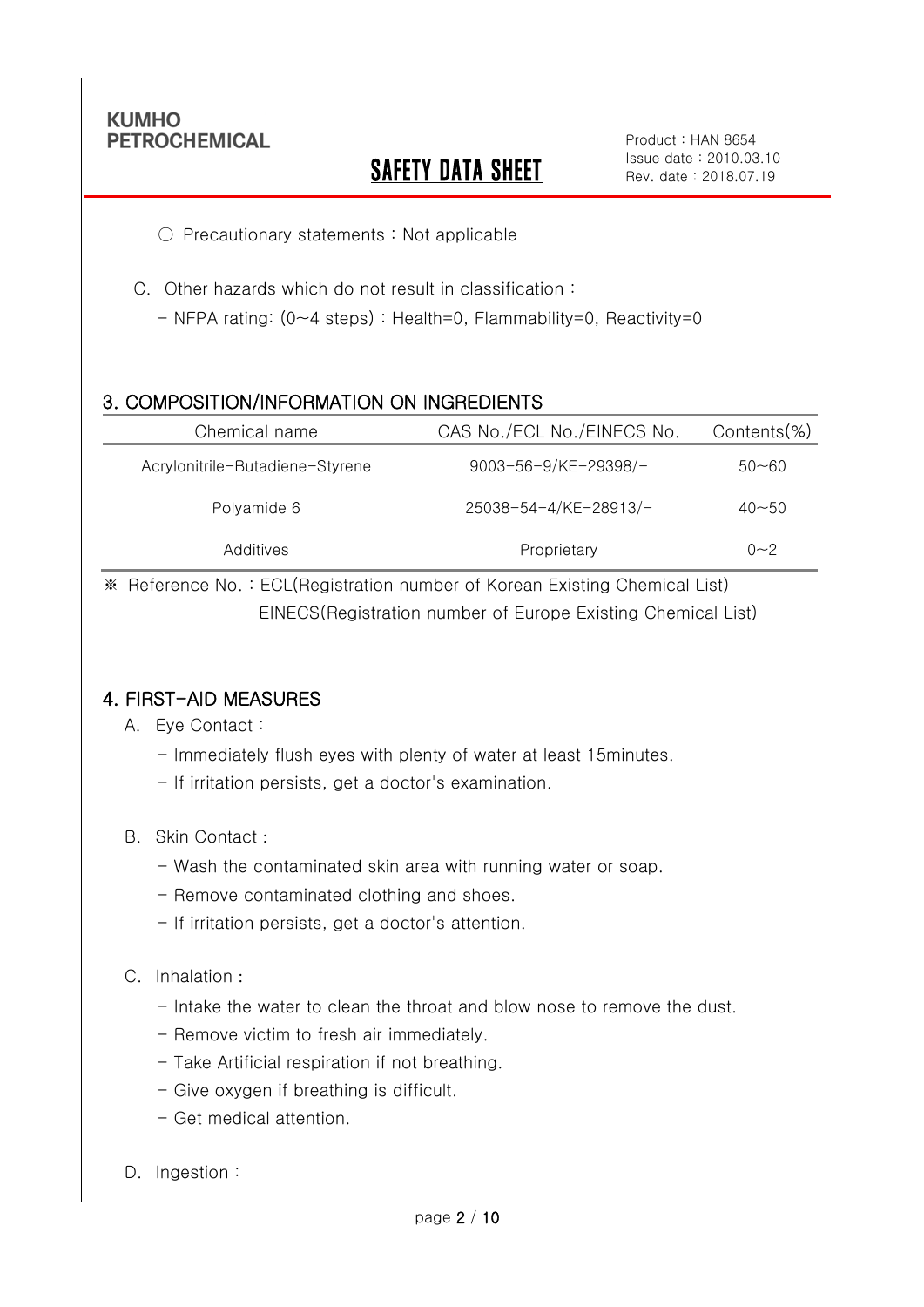○ Precautionary statements : Not applicable

C. Other hazards which do not result in classification :

- NFPA rating: (0~4 steps) : Health=0, Flammability=0, Reactivity=0

## 3. COMPOSITION/INFORMATION ON INGREDIENTS

| Chemical name | CAS No./ECL No./EINECS No. | Contents(%) |
|---|---|---|
| Acrylonitrile-Butadiene-Styrene | 9003-56-9/KE-29398/- | 50~60 |
| Polyamide 6 | 25038-54-4/KE-28913/- | 40~50 |
| Additives | Proprietary | 0~2 |

※ Reference No. : ECL(Registration number of Korean Existing Chemical List)
EINECS(Registration number of Europe Existing Chemical List)

## 4. FIRST-AID MEASURES

A. Eye Contact :

- Immediately flush eyes with plenty of water at least 15minutes.
- If irritation persists, get a doctor's examination.

B. Skin Contact :

- Wash the contaminated skin area with running water or soap.
- Remove contaminated clothing and shoes.
- If irritation persists, get a doctor's attention.

C. Inhalation :

- Intake the water to clean the throat and blow nose to remove the dust.
- Remove victim to fresh air immediately.
- Take Artificial respiration if not breathing.
- Give oxygen if breathing is difficult.
- Get medical attention.

D. Ingestion :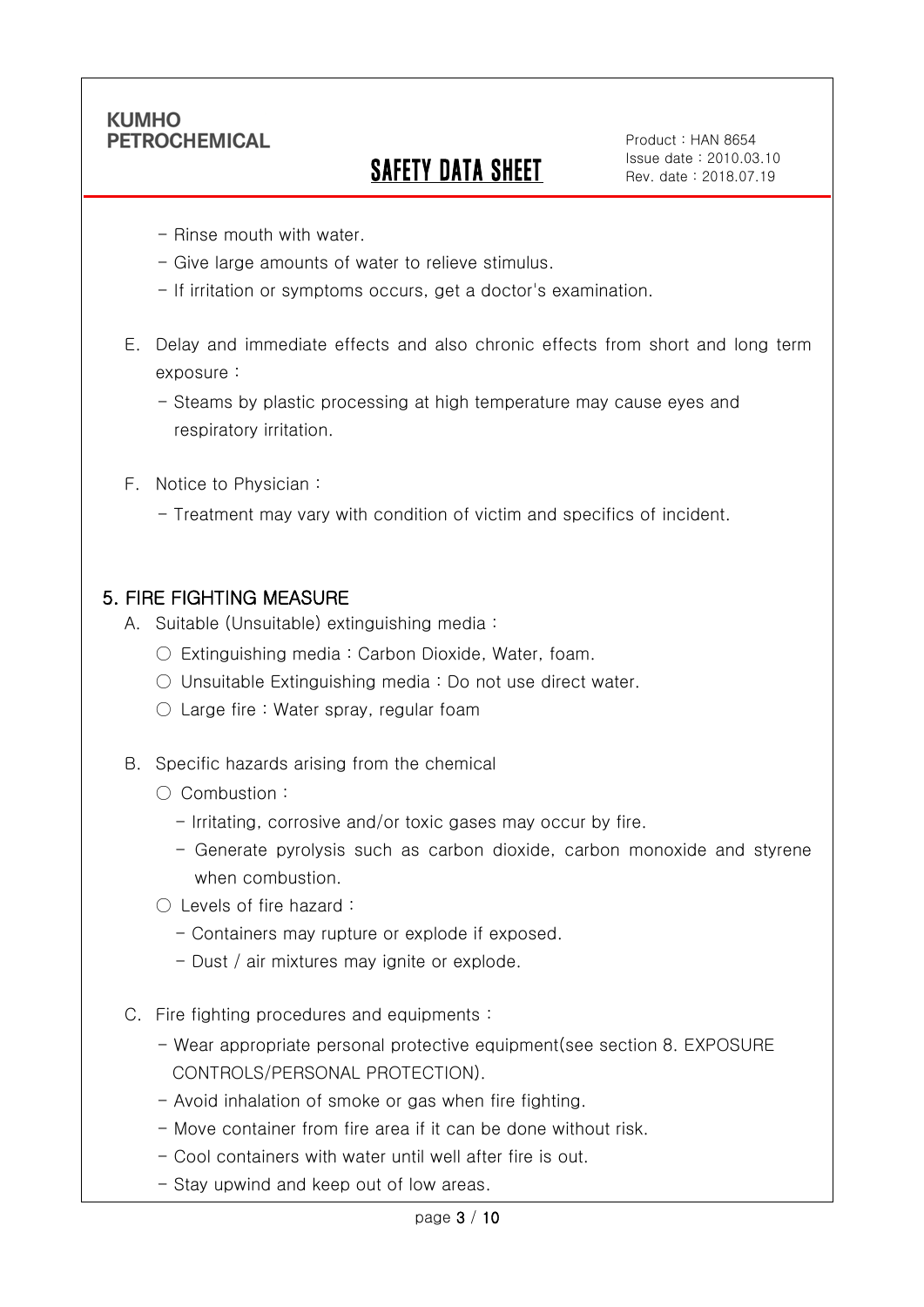- Rinse mouth with water.
- Give large amounts of water to relieve stimulus.
- If irritation or symptoms occurs, get a doctor's examination.

E. Delay and immediate effects and also chronic effects from short and long term exposure :

- Steams by plastic processing at high temperature may cause eyes and respiratory irritation.

F. Notice to Physician :

- Treatment may vary with condition of victim and specifics of incident.

## 5. FIRE FIGHTING MEASURE

A. Suitable (Unsuitable) extinguishing media :

○ Extinguishing media : Carbon Dioxide, Water, foam.

○ Unsuitable Extinguishing media : Do not use direct water.

○ Large fire : Water spray, regular foam

B. Specific hazards arising from the chemical

○ Combustion :

- Irritating, corrosive and/or toxic gases may occur by fire.
- Generate pyrolysis such as carbon dioxide, carbon monoxide and styrene when combustion.

○ Levels of fire hazard :

- Containers may rupture or explode if exposed.
- Dust / air mixtures may ignite or explode.

C. Fire fighting procedures and equipments :

- Wear appropriate personal protective equipment(see section 8. EXPOSURE CONTROLS/PERSONAL PROTECTION).
- Avoid inhalation of smoke or gas when fire fighting.
- Move container from fire area if it can be done without risk.
- Cool containers with water until well after fire is out.
- Stay upwind and keep out of low areas.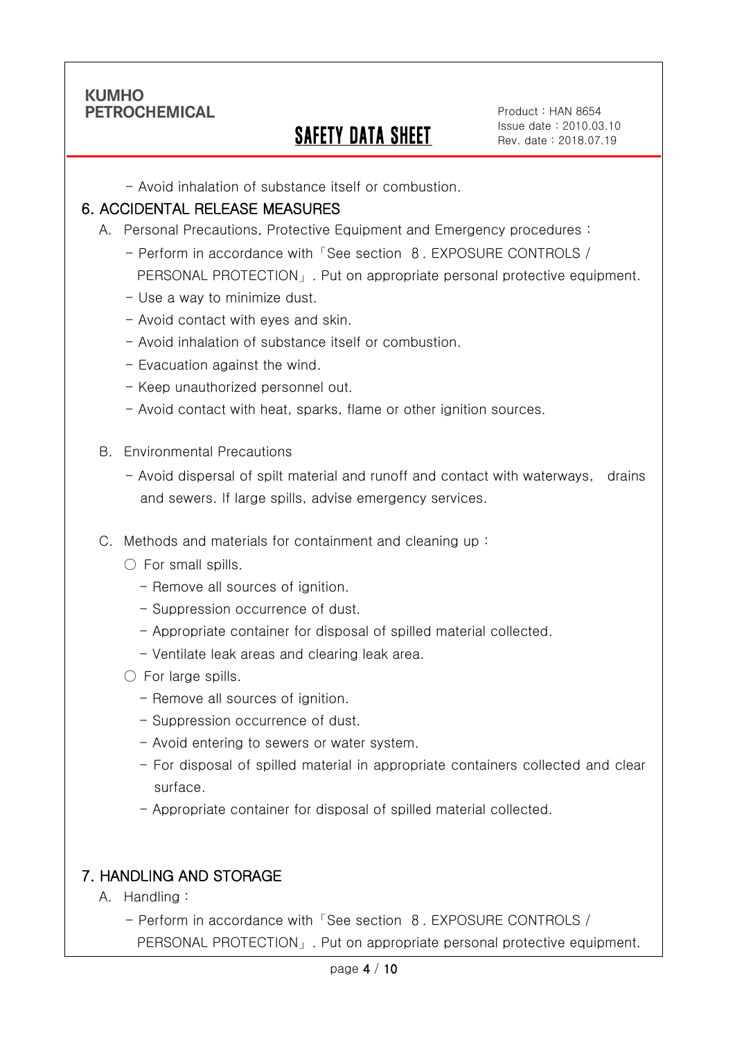- Avoid inhalation of substance itself or combustion.

## 6. ACCIDENTAL RELEASE MEASURES

A. Personal Precautions, Protective Equipment and Emergency procedures :

- Perform in accordance with「See section 8. EXPOSURE CONTROLS / PERSONAL PROTECTION」. Put on appropriate personal protective equipment.
- Use a way to minimize dust.
- Avoid contact with eyes and skin.
- Avoid inhalation of substance itself or combustion.
- Evacuation against the wind.
- Keep unauthorized personnel out.
- Avoid contact with heat, sparks, flame or other ignition sources.

B. Environmental Precautions

- Avoid dispersal of spilt material and runoff and contact with waterways, drains and sewers. If large spills, advise emergency services.

C. Methods and materials for containment and cleaning up :

○ For small spills.

- Remove all sources of ignition.
- Suppression occurrence of dust.
- Appropriate container for disposal of spilled material collected.
- Ventilate leak areas and clearing leak area.

○ For large spills.

- Remove all sources of ignition.
- Suppression occurrence of dust.
- Avoid entering to sewers or water system.
- For disposal of spilled material in appropriate containers collected and clear surface.
- Appropriate container for disposal of spilled material collected.

## 7. HANDLING AND STORAGE

A. Handling :

- Perform in accordance with「See section 8. EXPOSURE CONTROLS / PERSONAL PROTECTION」. Put on appropriate personal protective equipment.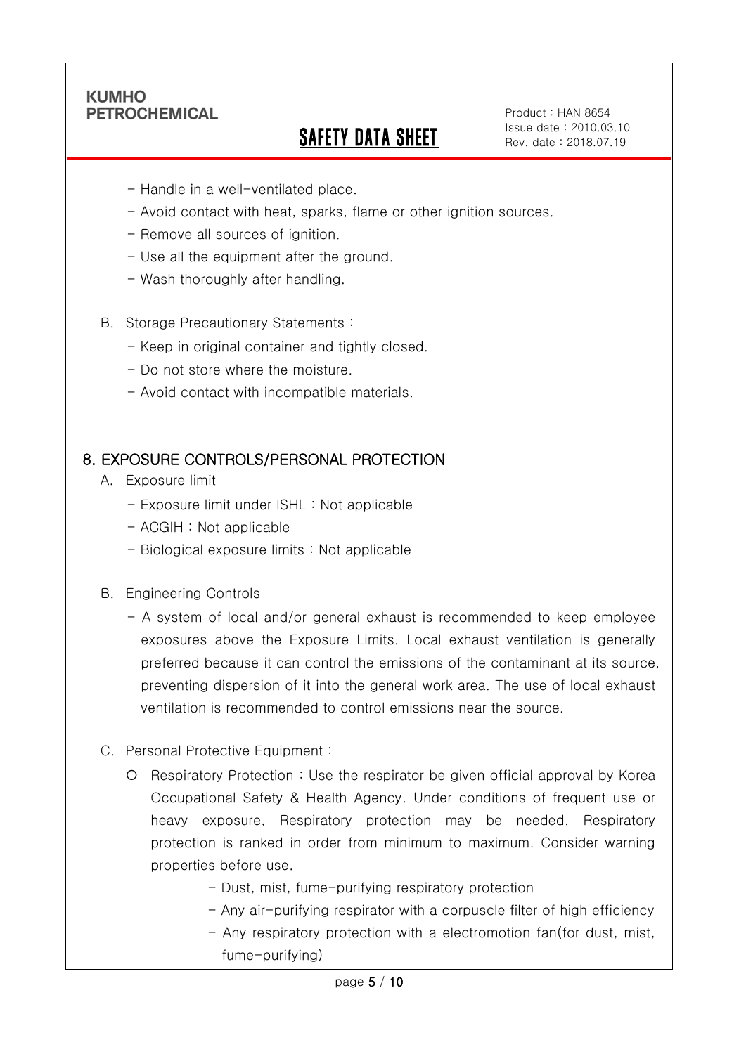- Handle in a well-ventilated place.
- Avoid contact with heat, sparks, flame or other ignition sources.
- Remove all sources of ignition.
- Use all the equipment after the ground.
- Wash thoroughly after handling.

B. Storage Precautionary Statements :

- Keep in original container and tightly closed.
- Do not store where the moisture.
- Avoid contact with incompatible materials.

## 8. EXPOSURE CONTROLS/PERSONAL PROTECTION

A. Exposure limit

- Exposure limit under ISHL : Not applicable
- ACGIH : Not applicable
- Biological exposure limits : Not applicable

B. Engineering Controls

- A system of local and/or general exhaust is recommended to keep employee exposures above the Exposure Limits. Local exhaust ventilation is generally preferred because it can control the emissions of the contaminant at its source, preventing dispersion of it into the general work area. The use of local exhaust ventilation is recommended to control emissions near the source.

C. Personal Protective Equipment :

- Respiratory Protection : Use the respirator be given official approval by Korea Occupational Safety & Health Agency. Under conditions of frequent use or heavy exposure, Respiratory protection may be needed. Respiratory protection is ranked in order from minimum to maximum. Consider warning properties before use.
    - Dust, mist, fume-purifying respiratory protection
    - Any air-purifying respirator with a corpuscle filter of high efficiency
    - Any respiratory protection with a electromotion fan(for dust, mist, fume-purifying)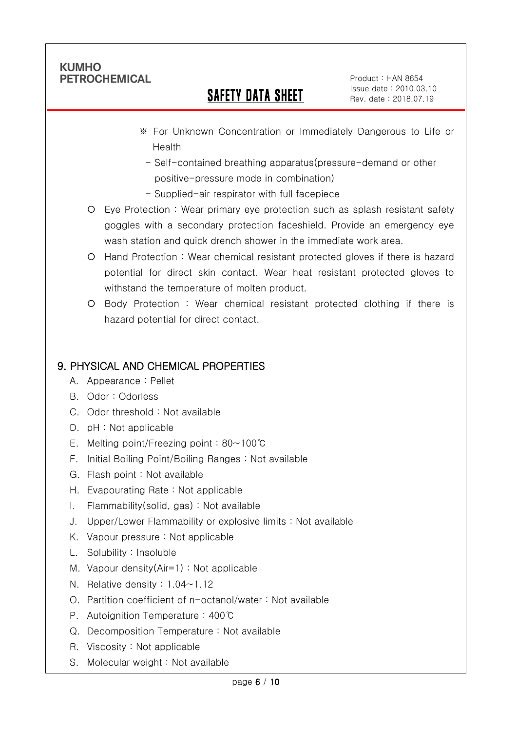※ For Unknown Concentration or Immediately Dangerous to Life or Health

- Self-contained breathing apparatus(pressure-demand or other positive-pressure mode in combination)
- Supplied-air respirator with full facepiece

○ Eye Protection : Wear primary eye protection such as splash resistant safety goggles with a secondary protection faceshield. Provide an emergency eye wash station and quick drench shower in the immediate work area.

○ Hand Protection : Wear chemical resistant protected gloves if there is hazard potential for direct skin contact. Wear heat resistant protected gloves to withstand the temperature of molten product.

○ Body Protection : Wear chemical resistant protected clothing if there is hazard potential for direct contact.

## 9. PHYSICAL AND CHEMICAL PROPERTIES

A. Appearance : Pellet

B. Odor : Odorless

C. Odor threshold : Not available

D. pH : Not applicable

E. Melting point/Freezing point : 80~100℃

F. Initial Boiling Point/Boiling Ranges : Not available

G. Flash point : Not available

H. Evapourating Rate : Not applicable

I. Flammability(solid, gas) : Not available

J. Upper/Lower Flammability or explosive limits : Not available

K. Vapour pressure : Not applicable

L. Solubility : Insoluble

M. Vapour density(Air=1) : Not applicable

N. Relative density : 1.04~1.12

O. Partition coefficient of n-octanol/water : Not available

P. Autoignition Temperature : 400℃

Q. Decomposition Temperature : Not available

R. Viscosity : Not applicable

S. Molecular weight : Not available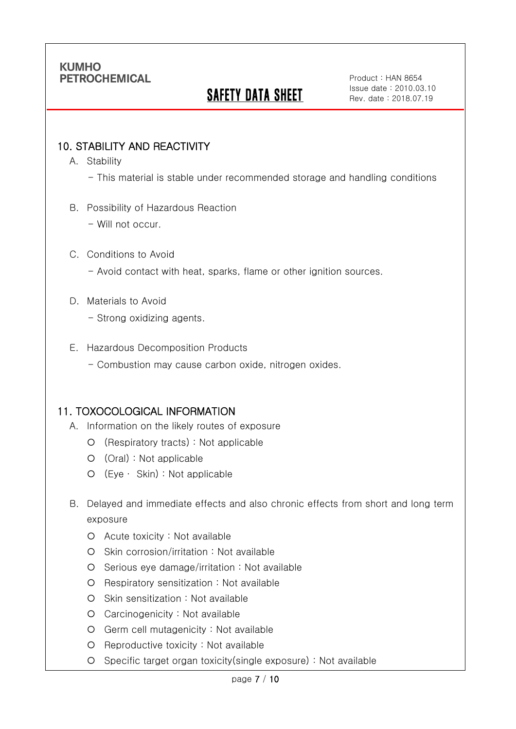## 10. STABILITY AND REACTIVITY

A. Stability

- This material is stable under recommended storage and handling conditions

B. Possibility of Hazardous Reaction

- Will not occur.

C. Conditions to Avoid

- Avoid contact with heat, sparks, flame or other ignition sources.

D. Materials to Avoid

- Strong oxidizing agents.

E. Hazardous Decomposition Products

- Combustion may cause carbon oxide, nitrogen oxides.

## 11. TOXOCOLOGICAL INFORMATION

A. Information on the likely routes of exposure

- (Respiratory tracts) : Not applicable
- (Oral) : Not applicable
- (Eye · Skin) : Not applicable

B. Delayed and immediate effects and also chronic effects from short and long term exposure

- Acute toxicity : Not available
- Skin corrosion/irritation : Not available
- Serious eye damage/irritation : Not available
- Respiratory sensitization : Not available
- Skin sensitization : Not available
- Carcinogenicity : Not available
- Germ cell mutagenicity : Not available
- Reproductive toxicity : Not available
- Specific target organ toxicity(single exposure) : Not available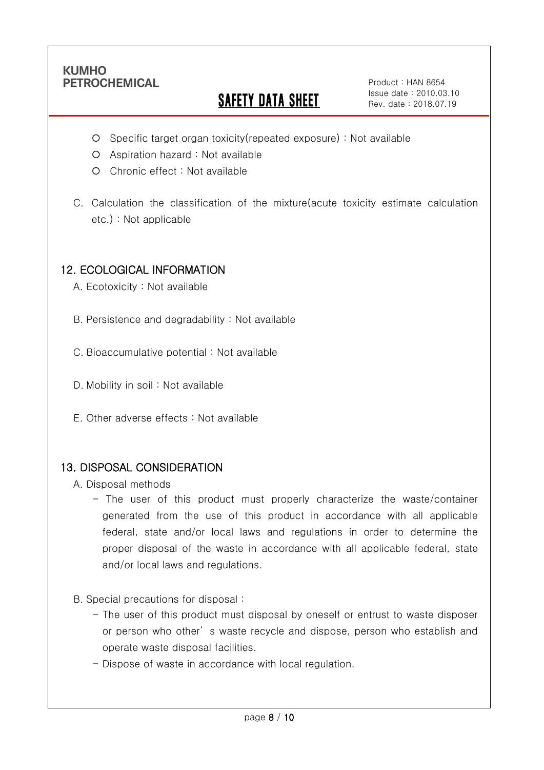- Specific target organ toxicity(repeated exposure) : Not available
- Aspiration hazard : Not available
- Chronic effect : Not available

C. Calculation the classification of the mixture(acute toxicity estimate calculation etc.) : Not applicable

## 12. ECOLOGICAL INFORMATION

A. Ecotoxicity : Not available

B. Persistence and degradability : Not available

C. Bioaccumulative potential : Not available

D. Mobility in soil : Not available

E. Other adverse effects : Not available

## 13. DISPOSAL CONSIDERATION

A. Disposal methods

- The user of this product must properly characterize the waste/container generated from the use of this product in accordance with all applicable federal, state and/or local laws and regulations in order to determine the proper disposal of the waste in accordance with all applicable federal, state and/or local laws and regulations.

B. Special precautions for disposal :

- The user of this product must disposal by oneself or entrust to waste disposer or person who other' s waste recycle and dispose, person who establish and operate waste disposal facilities.
- Dispose of waste in accordance with local regulation.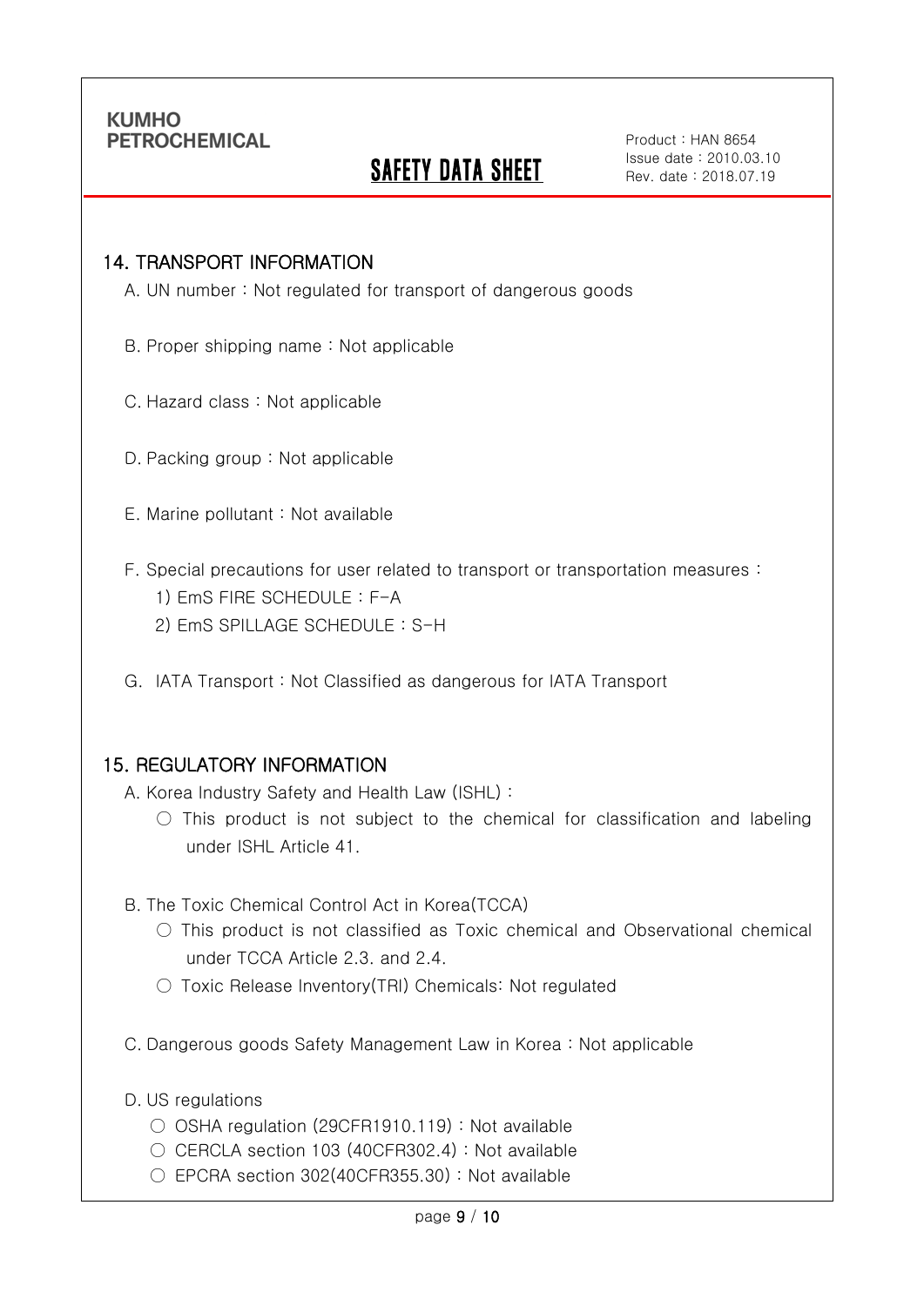## 14. TRANSPORT INFORMATION

A. UN number : Not regulated for transport of dangerous goods

B. Proper shipping name : Not applicable

C. Hazard class : Not applicable

D. Packing group : Not applicable

E. Marine pollutant : Not available

F. Special precautions for user related to transport or transportation measures :

1) EmS FIRE SCHEDULE : F-A
2) EmS SPILLAGE SCHEDULE : S-H

G. IATA Transport : Not Classified as dangerous for IATA Transport

## 15. REGULATORY INFORMATION

A. Korea Industry Safety and Health Law (ISHL) :

○ This product is not subject to the chemical for classification and labeling under ISHL Article 41.

B. The Toxic Chemical Control Act in Korea(TCCA)

○ This product is not classified as Toxic chemical and Observational chemical under TCCA Article 2.3. and 2.4.

○ Toxic Release Inventory(TRI) Chemicals: Not regulated

C. Dangerous goods Safety Management Law in Korea : Not applicable

D. US regulations

○ OSHA regulation (29CFR1910.119) : Not available

○ CERCLA section 103 (40CFR302.4) : Not available

○ EPCRA section 302(40CFR355.30) : Not available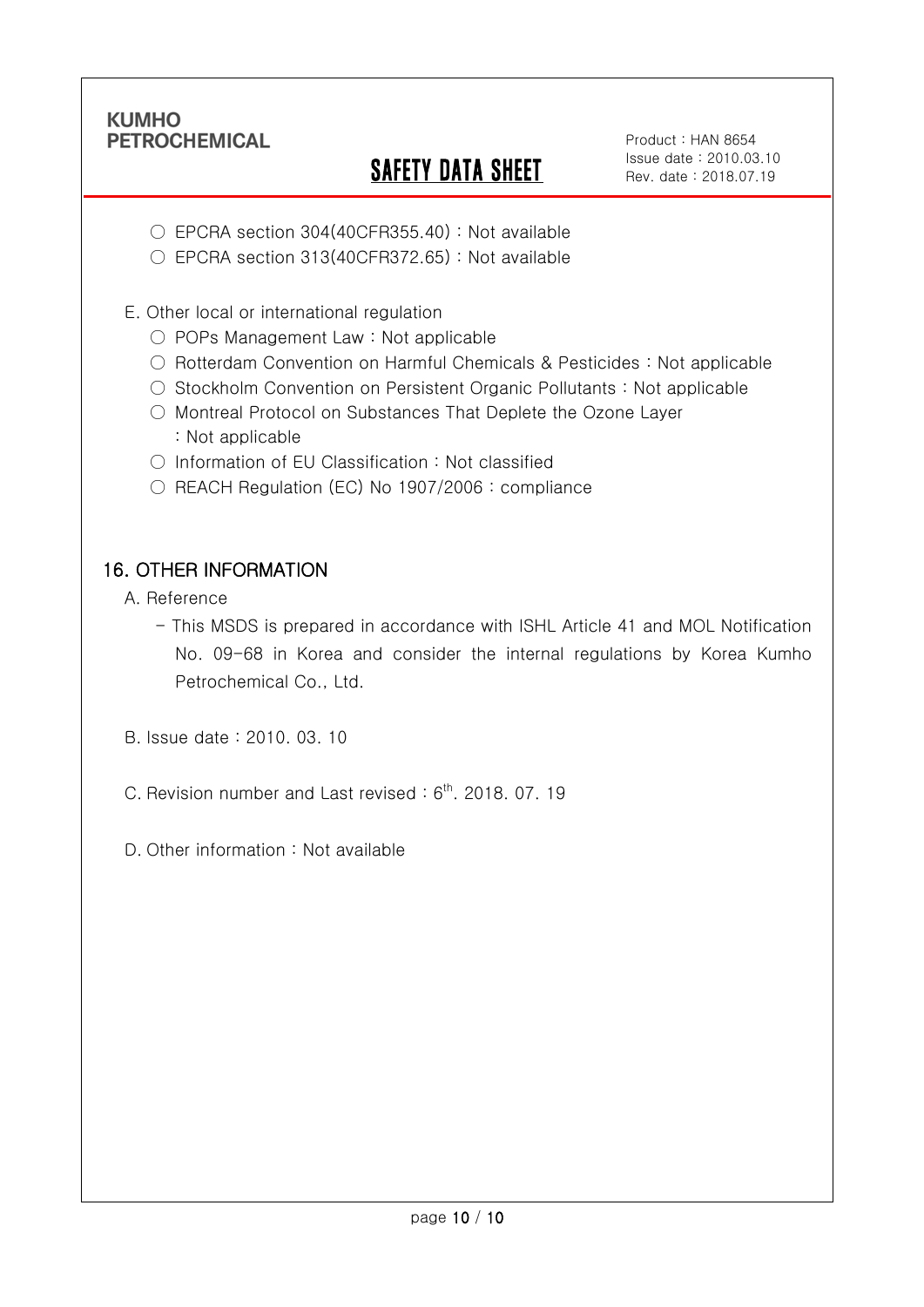○ EPCRA section 304(40CFR355.40) : Not available
○ EPCRA section 313(40CFR372.65) : Not available

E. Other local or international regulation

○ POPs Management Law : Not applicable
○ Rotterdam Convention on Harmful Chemicals & Pesticides : Not applicable
○ Stockholm Convention on Persistent Organic Pollutants : Not applicable
○ Montreal Protocol on Substances That Deplete the Ozone Layer
  : Not applicable
○ Information of EU Classification : Not classified
○ REACH Regulation (EC) No 1907/2006 : compliance

## 16. OTHER INFORMATION

A. Reference

- This MSDS is prepared in accordance with ISHL Article 41 and MOL Notification No. 09-68 in Korea and consider the internal regulations by Korea Kumho Petrochemical Co., Ltd.

B. Issue date : 2010. 03. 10

C. Revision number and Last revised : $6^{th}$. 2018. 07. 19

D. Other information : Not available